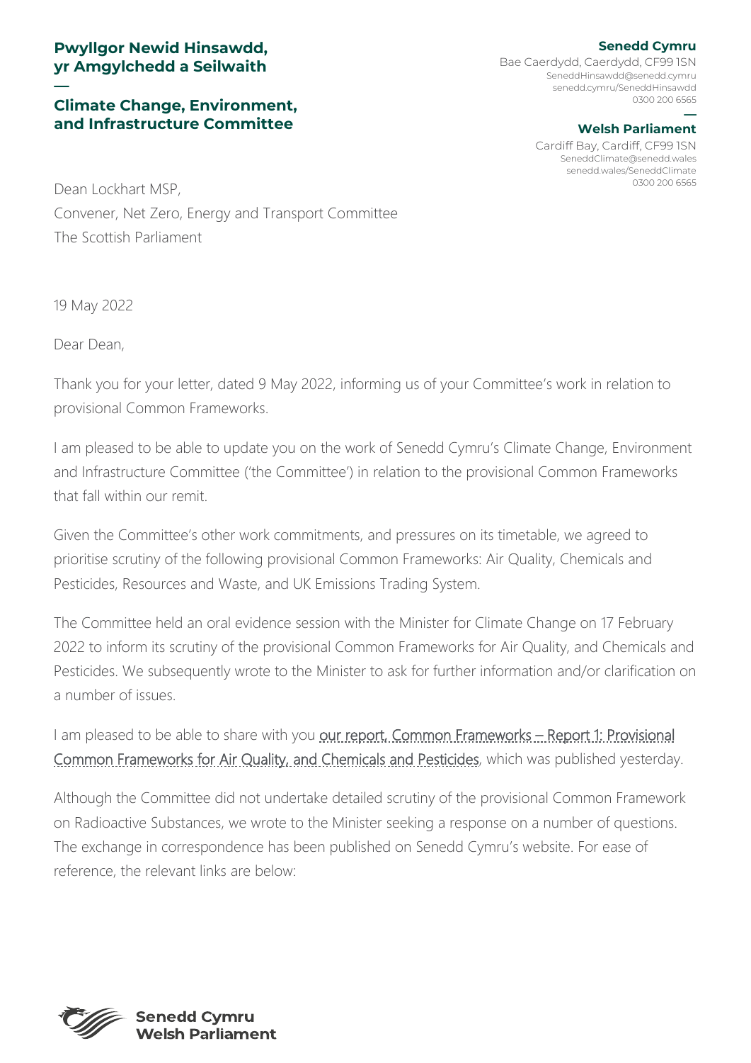**Pwyllgor Newid Hinsawdd, yr Amgylchedd a Seilwaith**

—

**Climate Change, Environment, and Infrastructure Committee**

**Senedd Cymru**
Bae Caerdydd, Caerdydd, CF99 1SN
SeneddHinsawdd@senedd.cymru
senedd.cymru/SeneddHinsawdd
0300 200 6565

—

**Welsh Parliament**
Cardiff Bay, Cardiff, CF99 1SN
SeneddClimate@senedd.wales
senedd.wales/SeneddClimate
0300 200 6565

Dean Lockhart MSP,
Convener, Net Zero, Energy and Transport Committee
The Scottish Parliament

19 May 2022

Dear Dean,

Thank you for your letter, dated 9 May 2022, informing us of your Committee's work in relation to provisional Common Frameworks.

I am pleased to be able to update you on the work of Senedd Cymru's Climate Change, Environment and Infrastructure Committee ('the Committee') in relation to the provisional Common Frameworks that fall within our remit.

Given the Committee's other work commitments, and pressures on its timetable, we agreed to prioritise scrutiny of the following provisional Common Frameworks: Air Quality, Chemicals and Pesticides, Resources and Waste, and UK Emissions Trading System.

The Committee held an oral evidence session with the Minister for Climate Change on 17 February 2022 to inform its scrutiny of the provisional Common Frameworks for Air Quality, and Chemicals and Pesticides. We subsequently wrote to the Minister to ask for further information and/or clarification on a number of issues.

I am pleased to be able to share with you our report, Common Frameworks – Report 1: Provisional Common Frameworks for Air Quality, and Chemicals and Pesticides, which was published yesterday.

Although the Committee did not undertake detailed scrutiny of the provisional Common Framework on Radioactive Substances, we wrote to the Minister seeking a response on a number of questions. The exchange in correspondence has been published on Senedd Cymru's website. For ease of reference, the relevant links are below: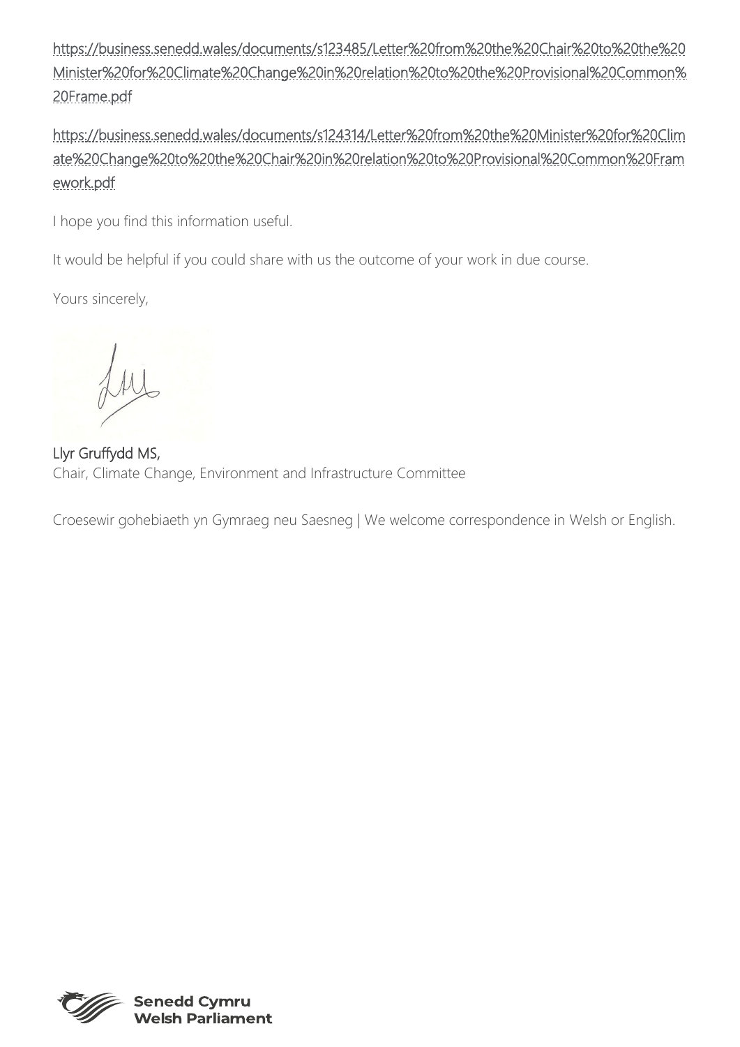https://business.senedd.wales/documents/s123485/Letter%20from%20the%20Chair%20to%20the%20Minister%20for%20Climate%20Change%20in%20relation%20to%20the%20Provisional%20Common%20Frame.pdf

https://business.senedd.wales/documents/s124314/Letter%20from%20the%20Minister%20for%20Climate%20Change%20to%20the%20Chair%20in%20relation%20to%20Provisional%20Common%20Framework.pdf

I hope you find this information useful.

It would be helpful if you could share with us the outcome of your work in due course.

Yours sincerely,

Llyr Gruffydd MS,
Chair, Climate Change, Environment and Infrastructure Committee

Croesewir gohebiaeth yn Gymraeg neu Saesneg | We welcome correspondence in Welsh or English.